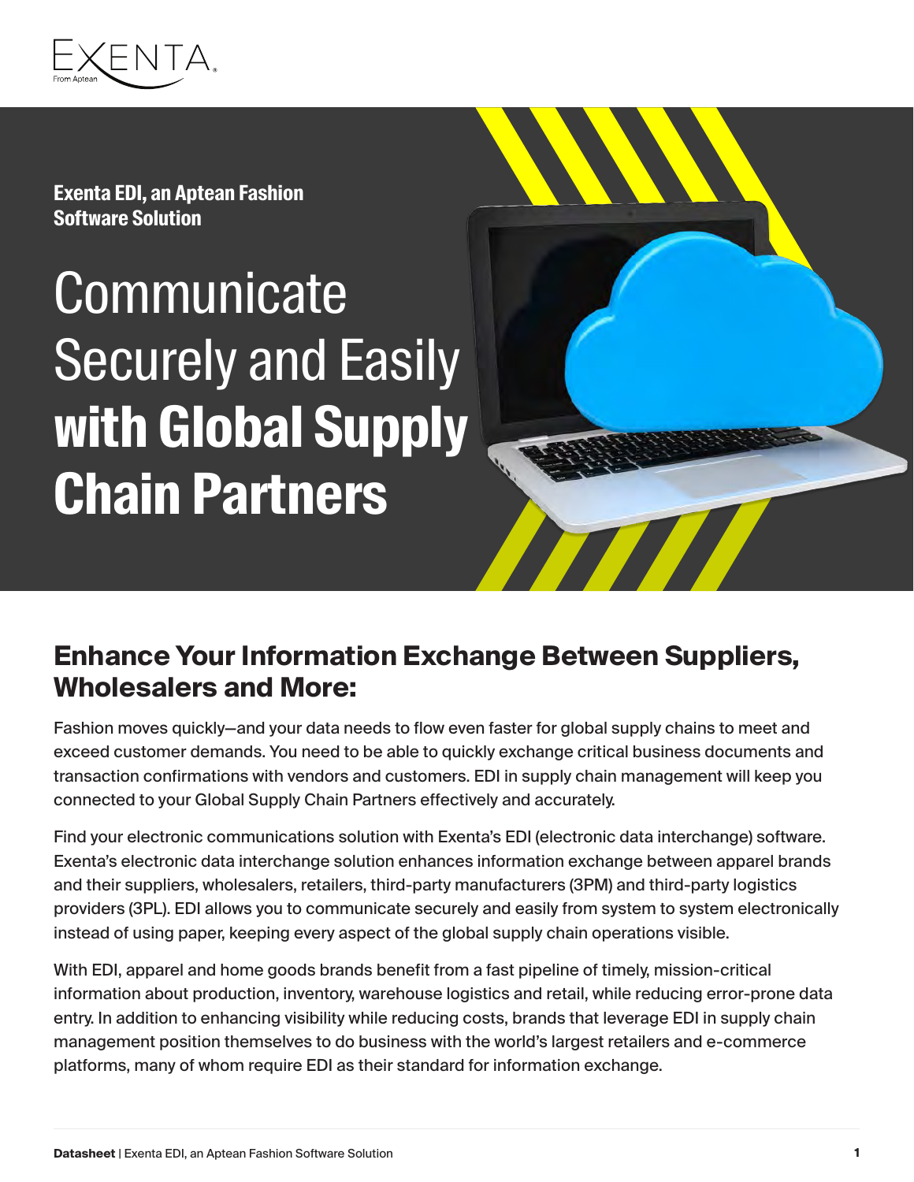Exenta EDI, an Aptean Fashion Software Solution

# Communicate Securely and Easily **with Global Supply Chain Partners**

## Enhance Your Information Exchange Between Suppliers, Wholesalers and More:

Fashion moves quickly—and your data needs to flow even faster for global supply chains to meet and exceed customer demands. You need to be able to quickly exchange critical business documents and transaction confirmations with vendors and customers. EDI in supply chain management will keep you connected to your Global Supply Chain Partners effectively and accurately.

Find your electronic communications solution with Exenta's EDI (electronic data interchange) software. Exenta's electronic data interchange solution enhances information exchange between apparel brands and their suppliers, wholesalers, retailers, third-party manufacturers (3PM) and third-party logistics providers (3PL). EDI allows you to communicate securely and easily from system to system electronically instead of using paper, keeping every aspect of the global supply chain operations visible.

With EDI, apparel and home goods brands benefit from a fast pipeline of timely, mission-critical information about production, inventory, warehouse logistics and retail, while reducing error-prone data entry. In addition to enhancing visibility while reducing costs, brands that leverage EDI in supply chain management position themselves to do business with the world's largest retailers and e-commerce platforms, many of whom require EDI as their standard for information exchange.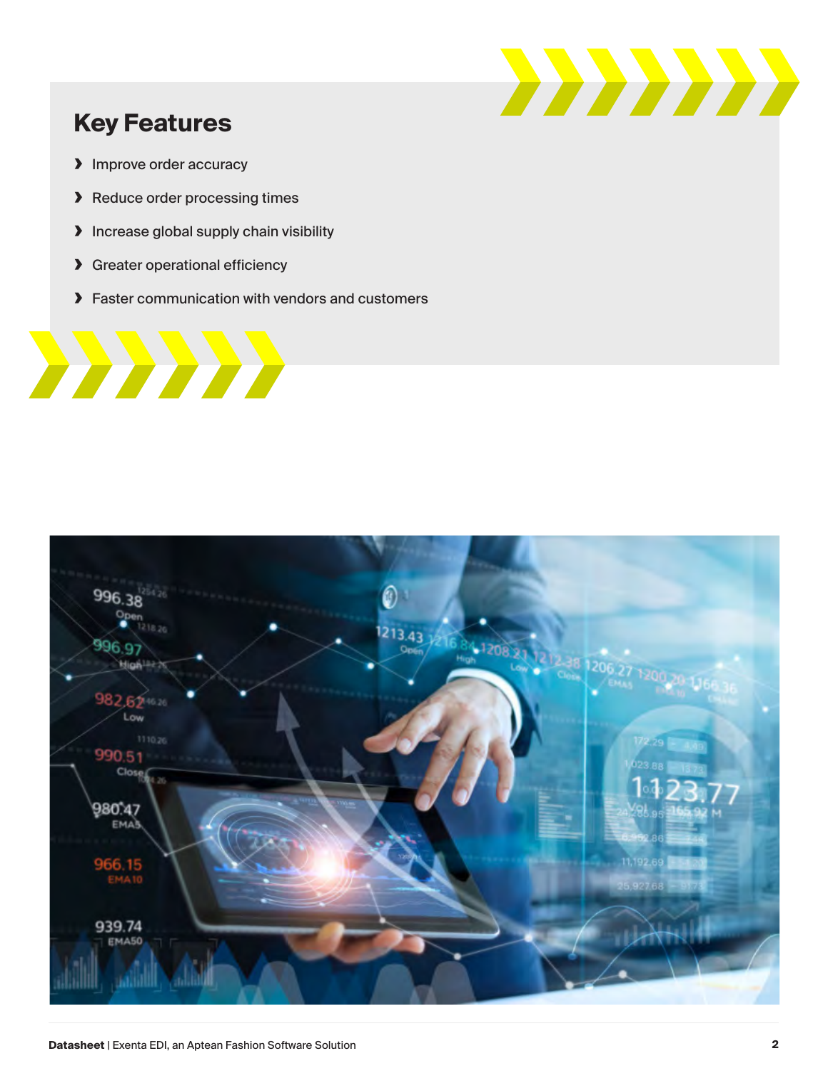## Key Features

- Improve order accuracy
- Reduce order processing times
- Increase global supply chain visibility
- Greater operational efficiency
- Faster communication with vendors and customers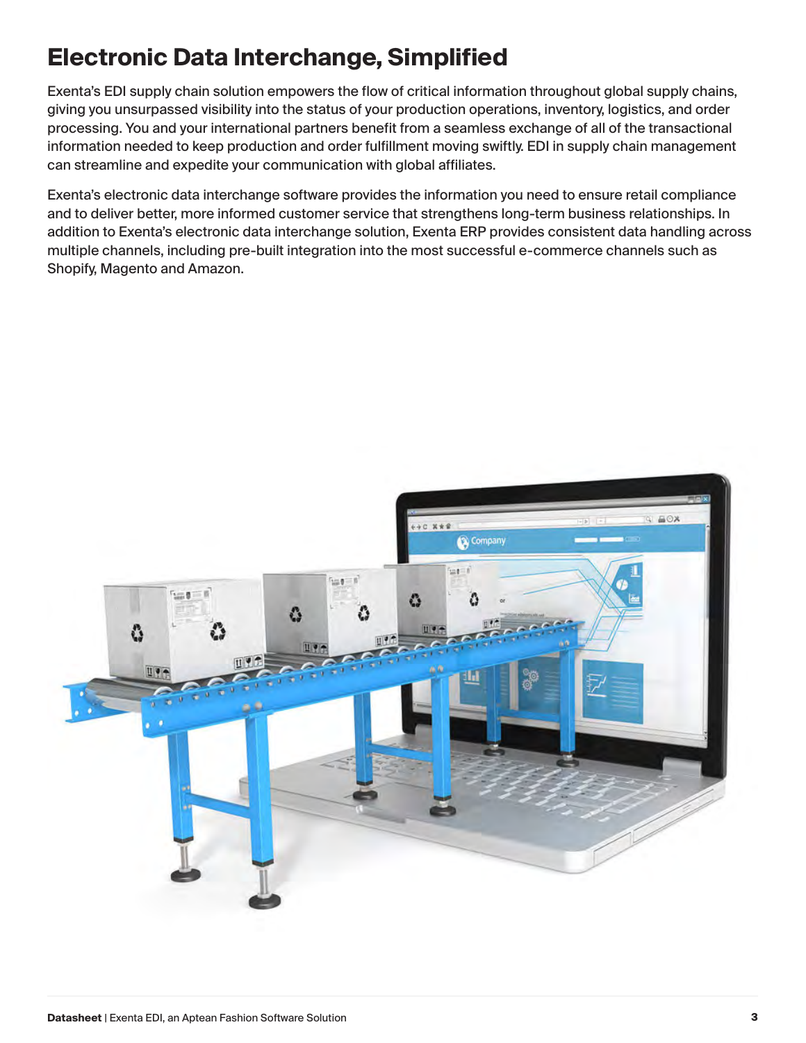# Electronic Data Interchange, Simplified

Exenta's EDI supply chain solution empowers the flow of critical information throughout global supply chains, giving you unsurpassed visibility into the status of your production operations, inventory, logistics, and order processing. You and your international partners benefit from a seamless exchange of all of the transactional information needed to keep production and order fulfillment moving swiftly. EDI in supply chain management can streamline and expedite your communication with global affiliates.

Exenta's electronic data interchange software provides the information you need to ensure retail compliance and to deliver better, more informed customer service that strengthens long-term business relationships. In addition to Exenta's electronic data interchange solution, Exenta ERP provides consistent data handling across multiple channels, including pre-built integration into the most successful e-commerce channels such as Shopify, Magento and Amazon.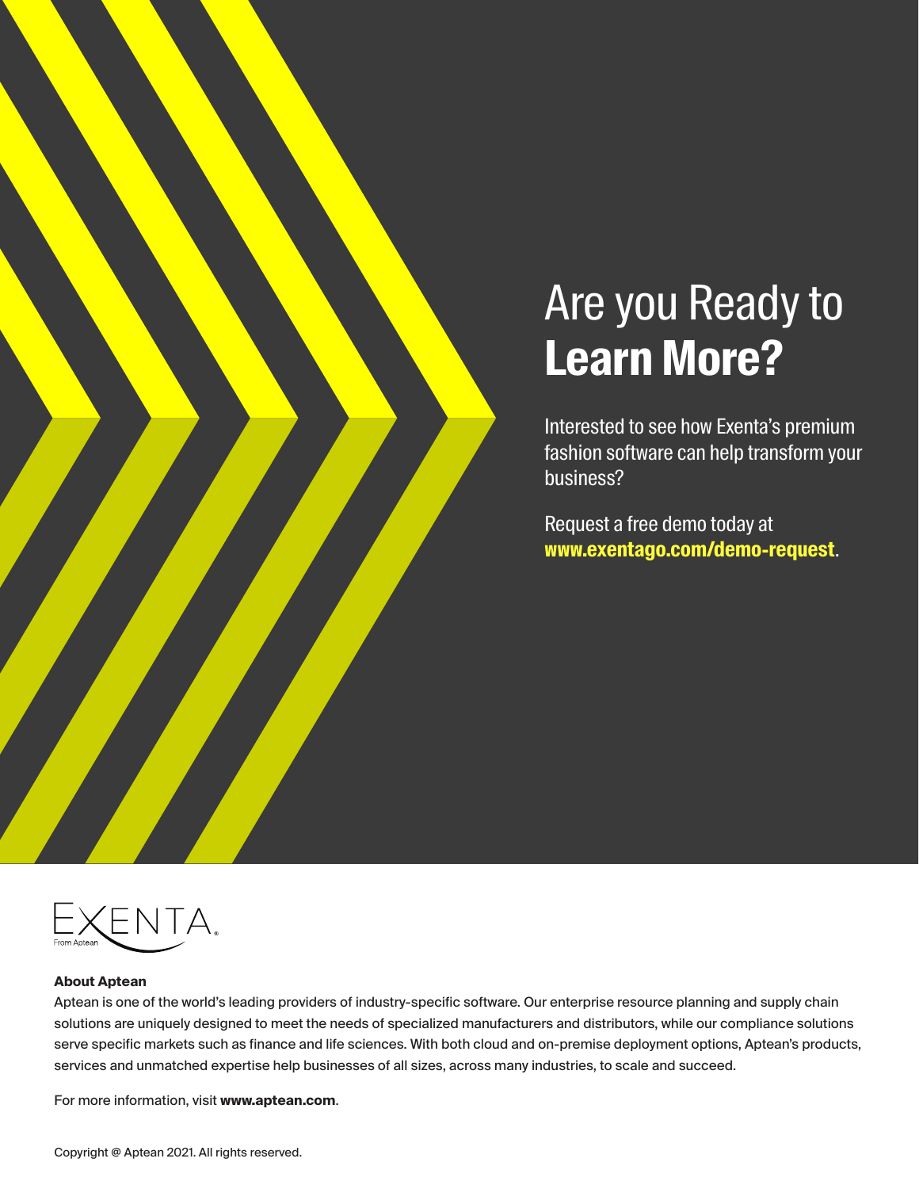# Are you Ready to **Learn More?**

Interested to see how Exenta's premium fashion software can help transform your business?

Request a free demo today at **www.exentago.com/demo-request**.

EXENTA
From Aptean

**About Aptean**

Aptean is one of the world's leading providers of industry-specific software. Our enterprise resource planning and supply chain solutions are uniquely designed to meet the needs of specialized manufacturers and distributors, while our compliance solutions serve specific markets such as finance and life sciences. With both cloud and on-premise deployment options, Aptean's products, services and unmatched expertise help businesses of all sizes, across many industries, to scale and succeed.

For more information, visit **www.aptean.com**.

Copyright @ Aptean 2021. All rights reserved.